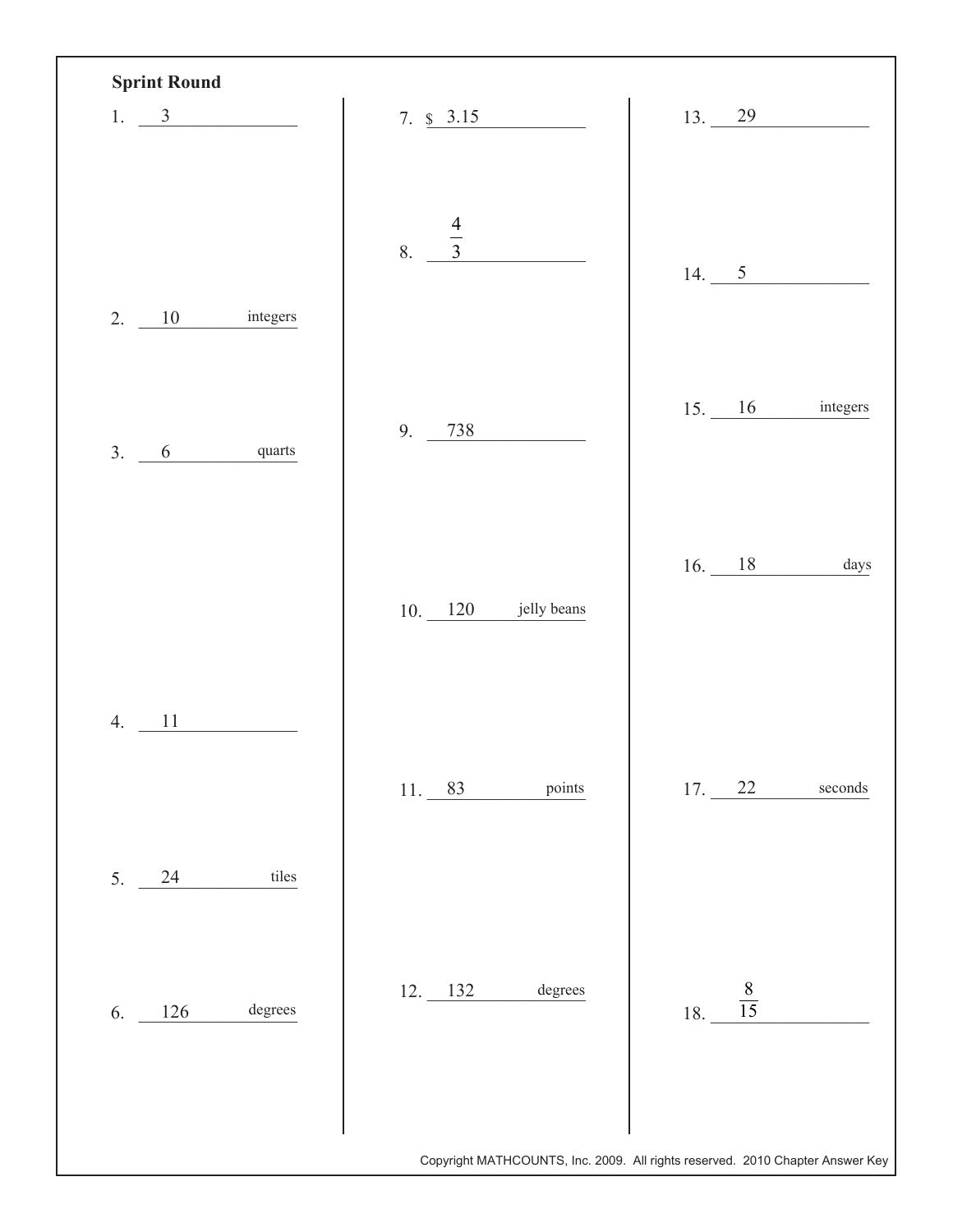## Sprint Round

1. 3
2. 10 integers
3. 6 quarts
4. 11
5. 24 tiles
6. 126 degrees
7. $ 3.15
8. $\frac{4}{3}$
9. 738
10. 120 jelly beans
11. 83 points
12. 132 degrees
13. 29
14. 5
15. 16 integers
16. 18 days
17. 22 seconds
18. $\frac{8}{15}$

Copyright MATHCOUNTS, Inc. 2009. All rights reserved. 2010 Chapter Answer Key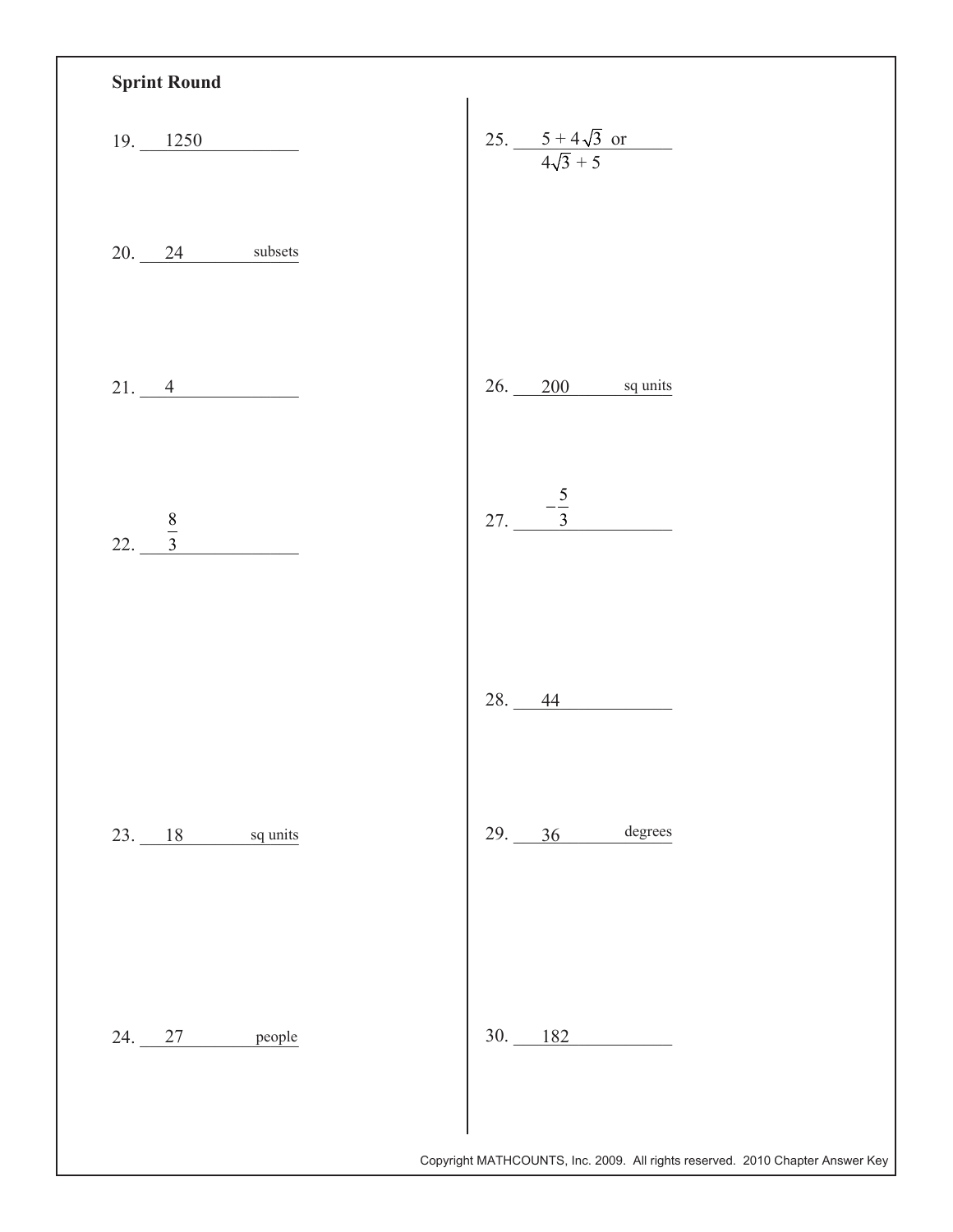**Sprint Round**

19. 1250

20. 24 subsets

21. 4

22. $\frac{8}{3}$

23. 18 sq units

24. 27 people

25. $5 + 4\sqrt{3}$ or $4\sqrt{3} + 5$

26. 200 sq units

27. $-\frac{5}{3}$

28. 44

29. 36 degrees

30. 182

Copyright MATHCOUNTS, Inc. 2009. All rights reserved. 2010 Chapter Answer Key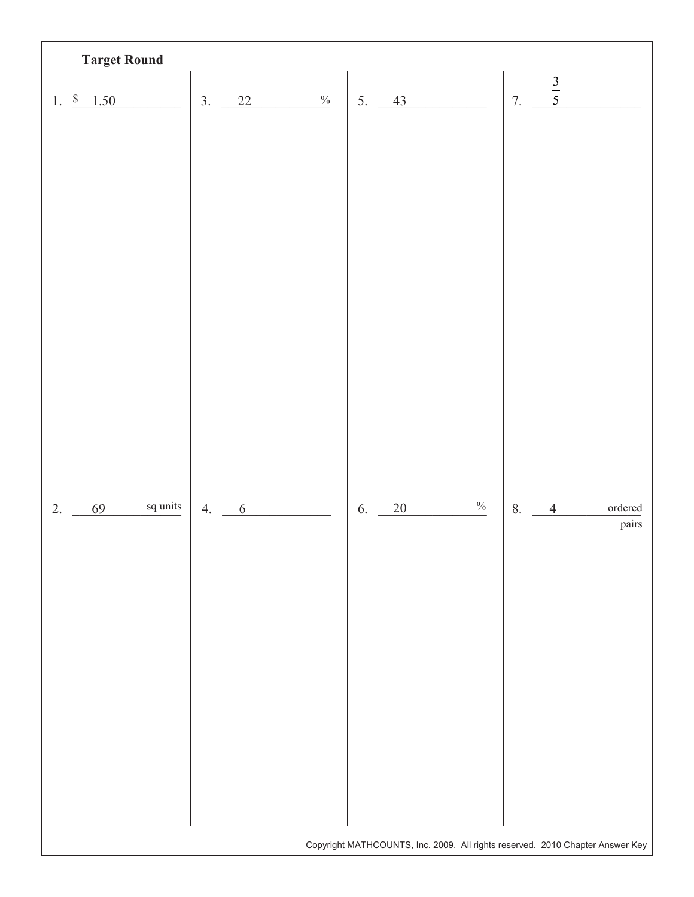## Target Round

1. $ 1.50
2. 69 sq units
3. 22 %
4. 6
5. 43
6. 20 %
7. $\frac{3}{5}$
8. 4 ordered pairs

Copyright MATHCOUNTS, Inc. 2009. All rights reserved. 2010 Chapter Answer Key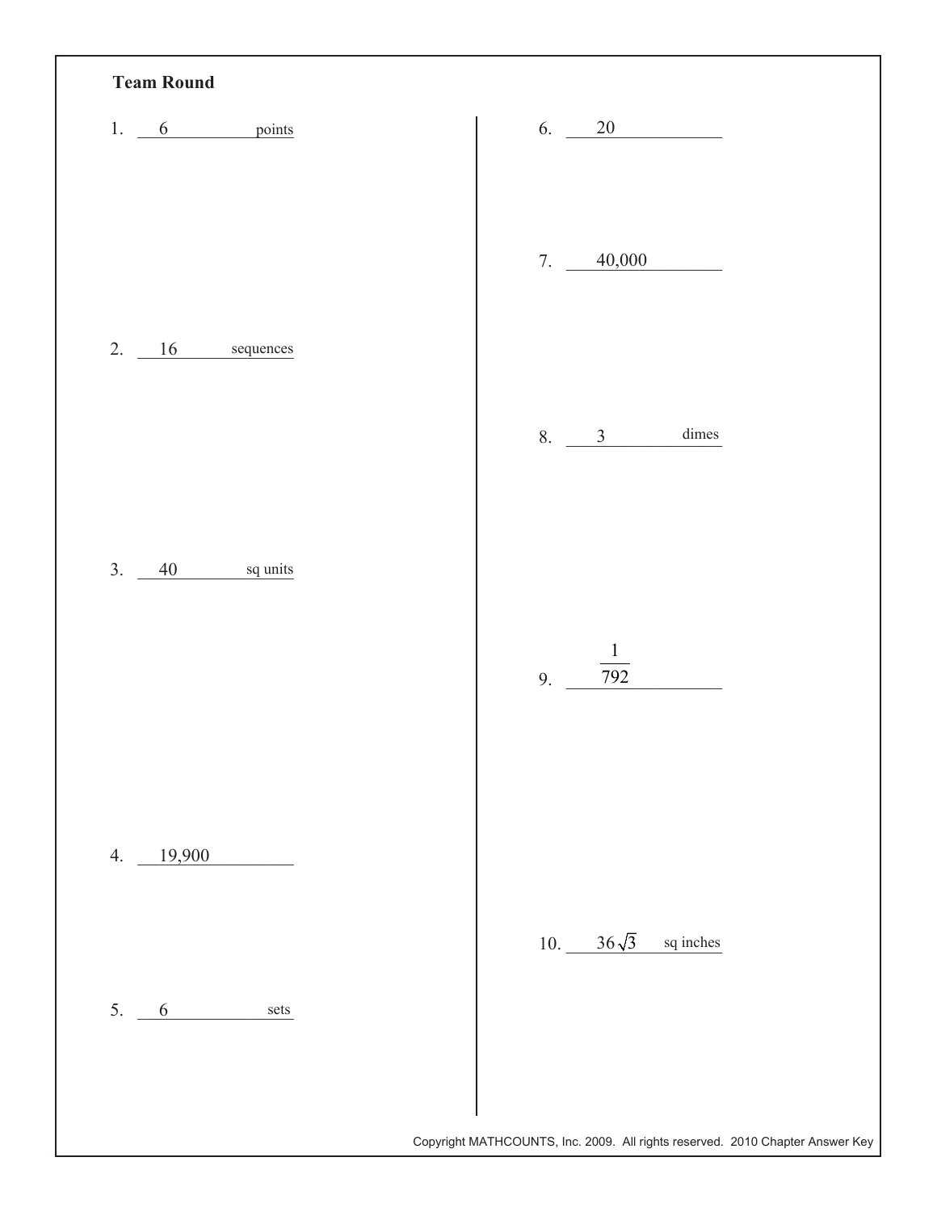**Team Round**

1. 6 points

2. 16 sequences

3. 40 sq units

4. 19,900

5. 6 sets

6. 20

7. 40,000

8. 3 dimes

9. $\frac{1}{792}$

10. $36\sqrt{3}$ sq inches

Copyright MATHCOUNTS, Inc. 2009. All rights reserved. 2010 Chapter Answer Key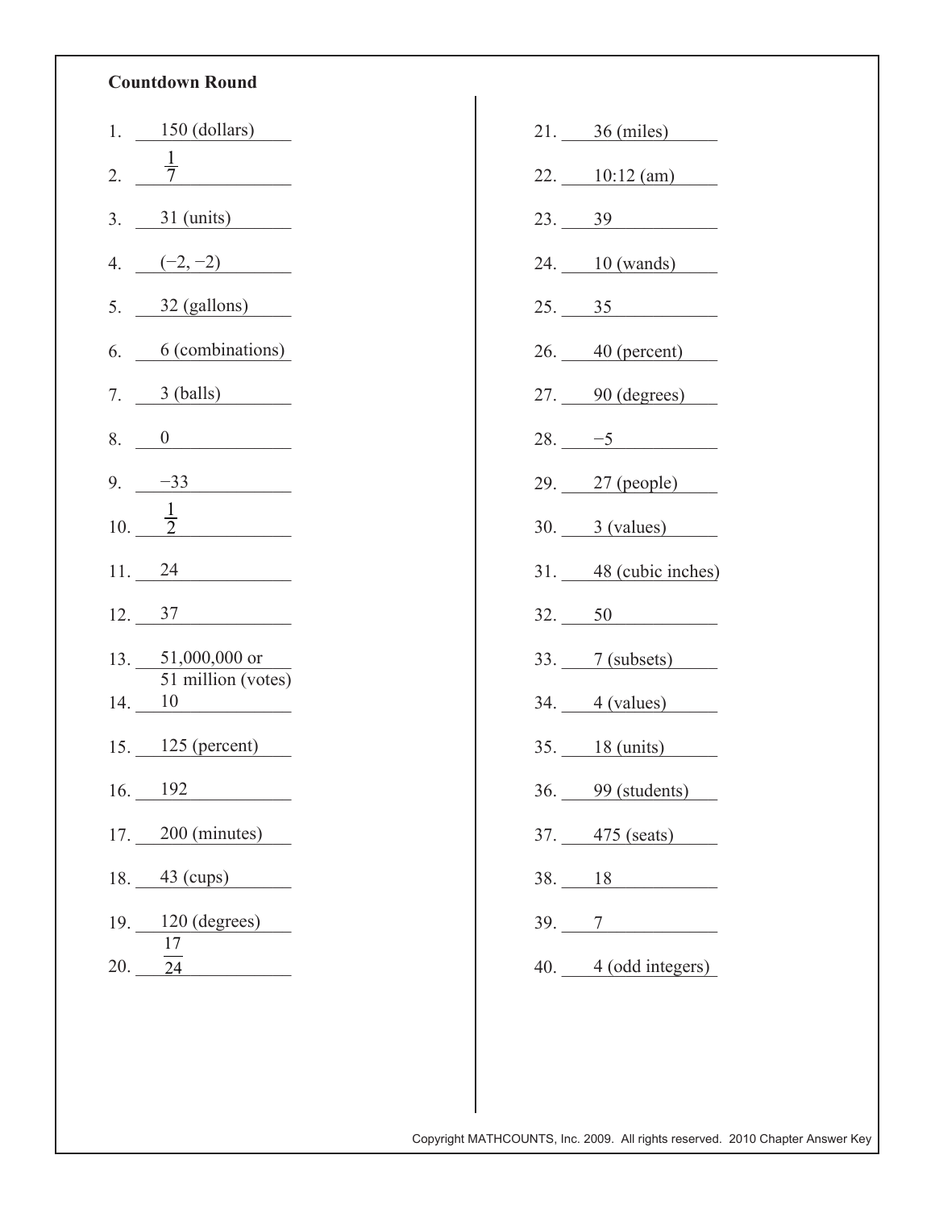## Countdown Round

1. 150 (dollars)
2. $\frac{1}{7}$
3. 31 (units)
4. $(-2, -2)$
5. 32 (gallons)
6. 6 (combinations)
7. 3 (balls)
8. 0
9. $-33$
10. $\frac{1}{2}$
11. 24
12. 37
13. 51,000,000 or 51 million (votes)
14. 10
15. 125 (percent)
16. 192
17. 200 (minutes)
18. 43 (cups)
19. 120 (degrees)
20. $\frac{17}{24}$
21. 36 (miles)
22. 10:12 (am)
23. 39
24. 10 (wands)
25. 35
26. 40 (percent)
27. 90 (degrees)
28. $-5$
29. 27 (people)
30. 3 (values)
31. 48 (cubic inches)
32. 50
33. 7 (subsets)
34. 4 (values)
35. 18 (units)
36. 99 (students)
37. 475 (seats)
38. 18
39. 7
40. 4 (odd integers)

Copyright MATHCOUNTS, Inc. 2009. All rights reserved. 2010 Chapter Answer Key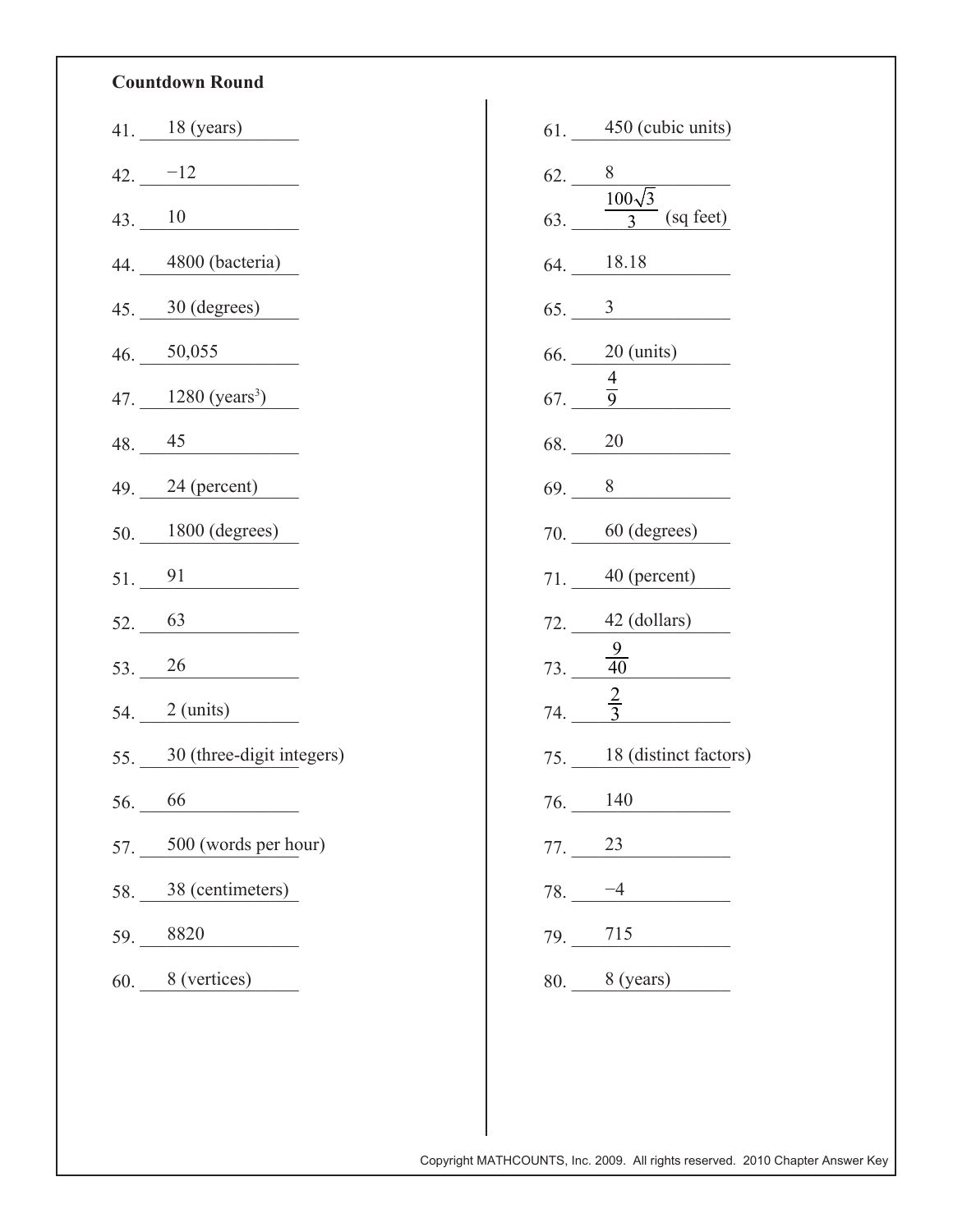**Countdown Round**

41. 18 (years)

42. −12

43. 10

44. 4800 (bacteria)

45. 30 (degrees)

46. 50,055

47. 1280 (years$^3$)

48. 45

49. 24 (percent)

50. 1800 (degrees)

51. 91

52. 63

53. 26

54. 2 (units)

55. 30 (three-digit integers)

56. 66

57. 500 (words per hour)

58. 38 (centimeters)

59. 8820

60. 8 (vertices)

61. 450 (cubic units)

62. 8

63. $\frac{100\sqrt{3}}{3}$ (sq feet)

64. 18.18

65. 3

66. 20 (units)

67. $\frac{4}{9}$

68. 20

69. 8

70. 60 (degrees)

71. 40 (percent)

72. 42 (dollars)

73. $\frac{9}{40}$

74. $\frac{2}{3}$

75. 18 (distinct factors)

76. 140

77. 23

78. −4

79. 715

80. 8 (years)

Copyright MATHCOUNTS, Inc. 2009. All rights reserved. 2010 Chapter Answer Key